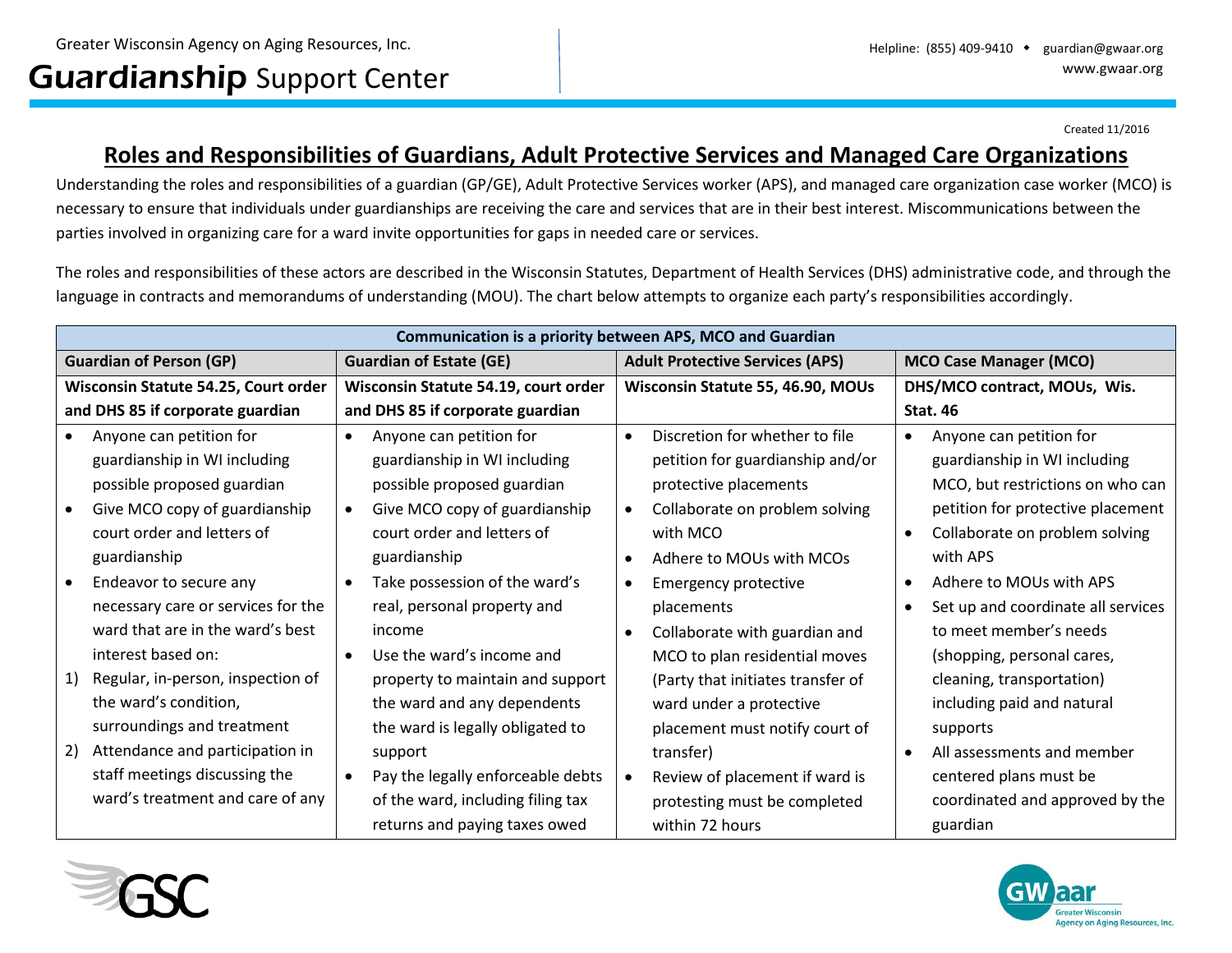Greater Wisconsin Agency on Aging Resources, Inc.

# Guardianship Support Center

Helpline: (855) 409-9410 • guardian@gwaar.org
www.gwaar.org

Created 11/2016

## Roles and Responsibilities of Guardians, Adult Protective Services and Managed Care Organizations

Understanding the roles and responsibilities of a guardian (GP/GE), Adult Protective Services worker (APS), and managed care organization case worker (MCO) is necessary to ensure that individuals under guardianships are receiving the care and services that are in their best interest. Miscommunications between the parties involved in organizing care for a ward invite opportunities for gaps in needed care or services.

The roles and responsibilities of these actors are described in the Wisconsin Statutes, Department of Health Services (DHS) administrative code, and through the language in contracts and memorandums of understanding (MOU). The chart below attempts to organize each party's responsibilities accordingly.

| **Communication is a priority between APS, MCO and Guardian** | | | |
|---|---|---|---|
| **Guardian of Person (GP)** | **Guardian of Estate (GE)** | **Adult Protective Services (APS)** | **MCO Case Manager (MCO)** |
| **Wisconsin Statute 54.25, Court order and DHS 85 if corporate guardian** | **Wisconsin Statute 54.19, court order and DHS 85 if corporate guardian** | **Wisconsin Statute 55, 46.90, MOUs** | **DHS/MCO contract, MOUs, Wis. Stat. 46** |
| • Anyone can petition for guardianship in WI including possible proposed guardian<br>• Give MCO copy of guardianship court order and letters of guardianship<br>• Endeavor to secure any necessary care or services for the ward that are in the ward's best interest based on:<br>1) Regular, in-person, inspection of the ward's condition, surroundings and treatment<br>2) Attendance and participation in staff meetings discussing the ward's treatment and care of any | • Anyone can petition for guardianship in WI including possible proposed guardian<br>• Give MCO copy of guardianship court order and letters of guardianship<br>• Take possession of the ward's real, personal property and income<br>• Use the ward's income and property to maintain and support the ward and any dependents the ward is legally obligated to support<br>• Pay the legally enforceable debts of the ward, including filing tax returns and paying taxes owed | • Discretion for whether to file petition for guardianship and/or protective placements<br>• Collaborate on problem solving with MCO<br>• Adhere to MOUs with MCOs<br>• Emergency protective placements<br>• Collaborate with guardian and MCO to plan residential moves (Party that initiates transfer of ward under a protective placement must notify court of transfer)<br>• Review of placement if ward is protesting must be completed within 72 hours | • Anyone can petition for guardianship in WI including MCO, but restrictions on who can petition for protective placement<br>• Collaborate on problem solving with APS<br>• Adhere to MOUs with APS<br>• Set up and coordinate all services to meet member's needs (shopping, personal cares, cleaning, transportation) including paid and natural supports<br>• All assessments and member centered plans must be coordinated and approved by the guardian |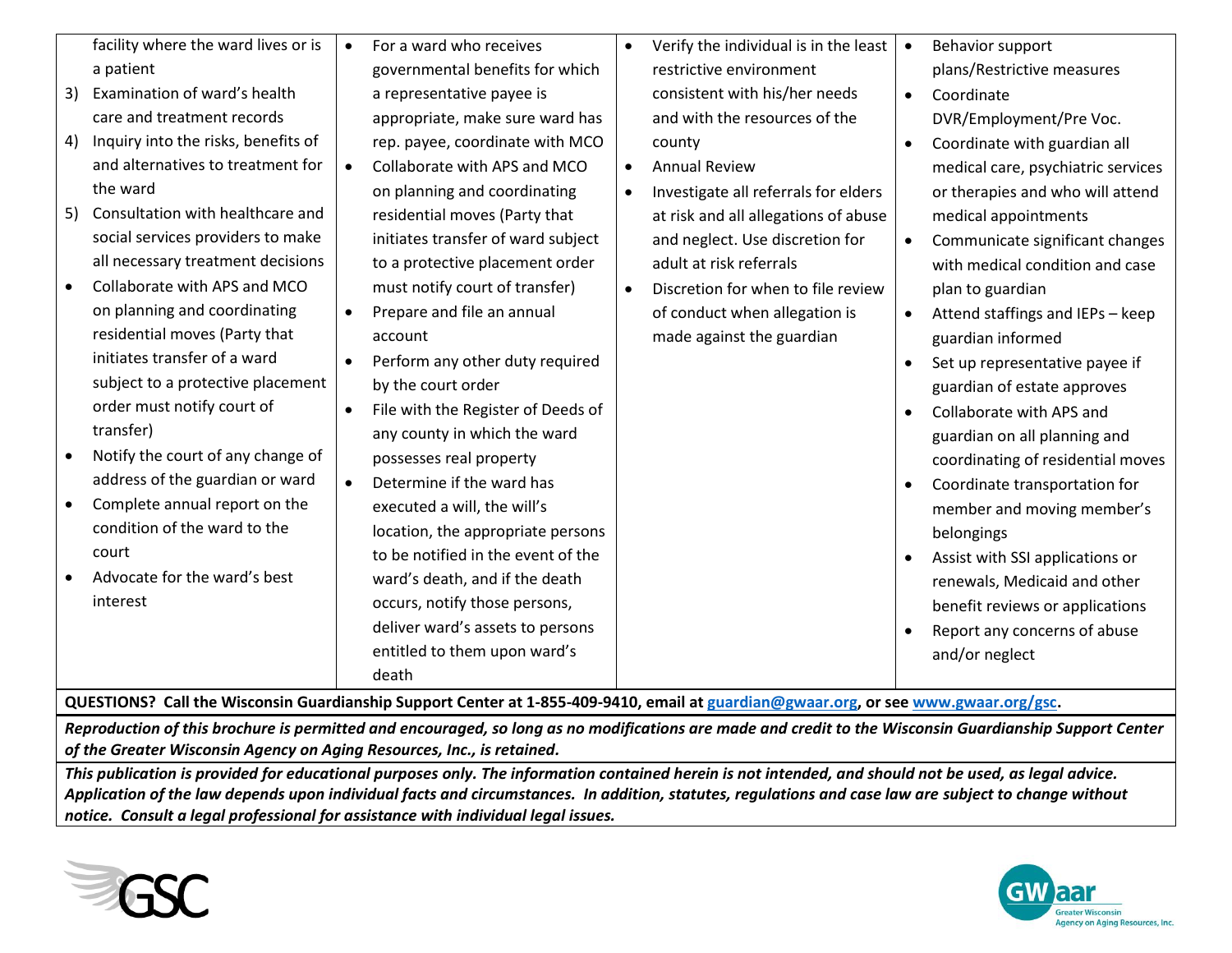| | | | |
|---|---|---|---|
| facility where the ward lives or is a patient<br>3) Examination of ward's health care and treatment records<br>4) Inquiry into the risks, benefits of and alternatives to treatment for the ward<br>5) Consultation with healthcare and social services providers to make all necessary treatment decisions<br>• Collaborate with APS and MCO on planning and coordinating residential moves (Party that initiates transfer of a ward subject to a protective placement order must notify court of transfer)<br>• Notify the court of any change of address of the guardian or ward<br>• Complete annual report on the condition of the ward to the court<br>• Advocate for the ward's best interest | • For a ward who receives governmental benefits for which a representative payee is appropriate, make sure ward has rep. payee, coordinate with MCO<br>• Collaborate with APS and MCO on planning and coordinating residential moves (Party that initiates transfer of ward subject to a protective placement order must notify court of transfer)<br>• Prepare and file an annual account<br>• Perform any other duty required by the court order<br>• File with the Register of Deeds of any county in which the ward possesses real property<br>• Determine if the ward has executed a will, the will's location, the appropriate persons to be notified in the event of the ward's death, and if the death occurs, notify those persons, deliver ward's assets to persons entitled to them upon ward's death | • Verify the individual is in the least restrictive environment consistent with his/her needs and with the resources of the county<br>• Annual Review<br>• Investigate all referrals for elders at risk and all allegations of abuse and neglect. Use discretion for adult at risk referrals<br>• Discretion for when to file review of conduct when allegation is made against the guardian | • Behavior support plans/Restrictive measures<br>• Coordinate DVR/Employment/Pre Voc.<br>• Coordinate with guardian all medical care, psychiatric services or therapies and who will attend medical appointments<br>• Communicate significant changes with medical condition and case plan to guardian<br>• Attend staffings and IEPs – keep guardian informed<br>• Set up representative payee if guardian of estate approves<br>• Collaborate with APS and guardian on all planning and coordinating of residential moves<br>• Coordinate transportation for member and moving member's belongings<br>• Assist with SSI applications or renewals, Medicaid and other benefit reviews or applications<br>• Report any concerns of abuse and/or neglect |

**QUESTIONS? Call the Wisconsin Guardianship Support Center at 1-855-409-9410, email at [guardian@gwaar.org](mailto:guardian@gwaar.org), or see [www.gwaar.org/gsc](http://www.gwaar.org/gsc).**

***Reproduction of this brochure is permitted and encouraged, so long as no modifications are made and credit to the Wisconsin Guardianship Support Center of the Greater Wisconsin Agency on Aging Resources, Inc., is retained.***

***This publication is provided for educational purposes only. The information contained herein is not intended, and should not be used, as legal advice. Application of the law depends upon individual facts and circumstances. In addition, statutes, regulations and case law are subject to change without notice. Consult a legal professional for assistance with individual legal issues.***

GSC

GWaar Greater Wisconsin Agency on Aging Resources, Inc.